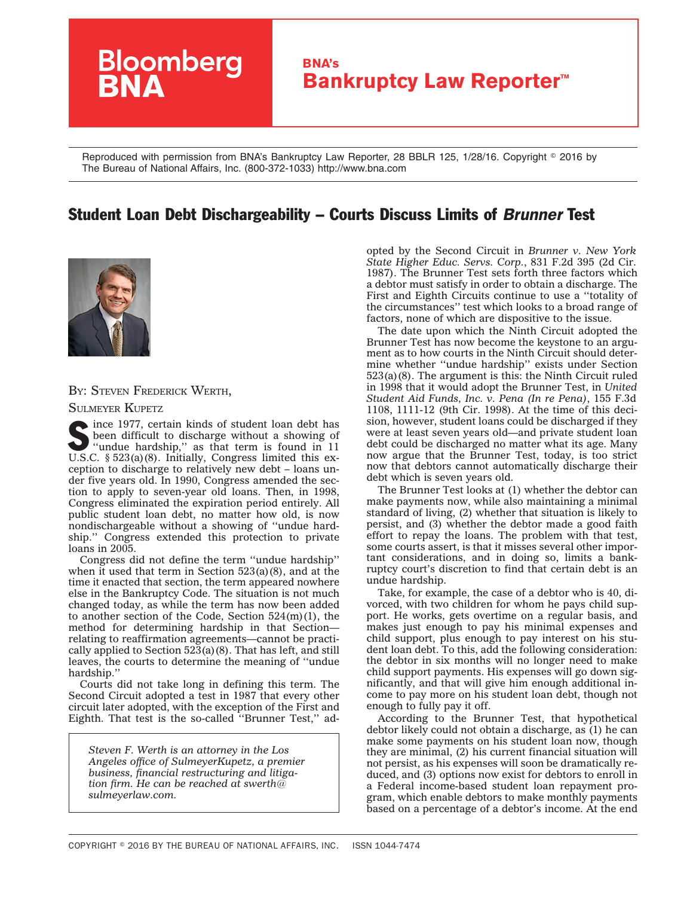# Bloomberg BNA

## BNA's Bankruptcy Law Reporter™

Reproduced with permission from BNA's Bankruptcy Law Reporter, 28 BBLR 125, 1/28/16. Copyright © 2016 by The Bureau of National Affairs, Inc. (800-372-1033) http://www.bna.com

# Student Loan Debt Dischargeability – Courts Discuss Limits of *Brunner* Test

BY: STEVEN FREDERICK WERTH, SULMEYER KUPETZ

Since 1977, certain kinds of student loan debt has been difficult to discharge without a showing of ''undue hardship,'' as that term is found in 11 U.S.C. § 523(a)(8). Initially, Congress limited this exception to discharge to relatively new debt – loans under five years old. In 1990, Congress amended the section to apply to seven-year old loans. Then, in 1998, Congress eliminated the expiration period entirely. All public student loan debt, no matter how old, is now nondischargeable without a showing of ''undue hardship.'' Congress extended this protection to private loans in 2005.

Congress did not define the term ''undue hardship'' when it used that term in Section 523(a)(8), and at the time it enacted that section, the term appeared nowhere else in the Bankruptcy Code. The situation is not much changed today, as while the term has now been added to another section of the Code, Section 524(m)(1), the method for determining hardship in that Section—relating to reaffirmation agreements—cannot be practically applied to Section 523(a)(8). That has left, and still leaves, the courts to determine the meaning of ''undue hardship.''

Courts did not take long in defining this term. The Second Circuit adopted a test in 1987 that every other circuit later adopted, with the exception of the First and Eighth. That test is the so-called ''Brunner Test,'' adopted by the Second Circuit in *Brunner v. New York State Higher Educ. Servs. Corp.*, 831 F.2d 395 (2d Cir. 1987). The Brunner Test sets forth three factors which a debtor must satisfy in order to obtain a discharge. The First and Eighth Circuits continue to use a ''totality of the circumstances'' test which looks to a broad range of factors, none of which are dispositive to the issue.

The date upon which the Ninth Circuit adopted the Brunner Test has now become the keystone to an argument as to how courts in the Ninth Circuit should determine whether ''undue hardship'' exists under Section 523(a)(8). The argument is this: the Ninth Circuit ruled in 1998 that it would adopt the Brunner Test, in *United Student Aid Funds, Inc. v. Pena (In re Pena)*, 155 F.3d 1108, 1111-12 (9th Cir. 1998). At the time of this decision, however, student loans could be discharged if they were at least seven years old—and private student loan debt could be discharged no matter what its age. Many now argue that the Brunner Test, today, is too strict now that debtors cannot automatically discharge their debt which is seven years old.

The Brunner Test looks at (1) whether the debtor can make payments now, while also maintaining a minimal standard of living, (2) whether that situation is likely to persist, and (3) whether the debtor made a good faith effort to repay the loans. The problem with that test, some courts assert, is that it misses several other important considerations, and in doing so, limits a bankruptcy court's discretion to find that certain debt is an undue hardship.

Take, for example, the case of a debtor who is 40, divorced, with two children for whom he pays child support. He works, gets overtime on a regular basis, and makes just enough to pay his minimal expenses and child support, plus enough to pay interest on his student loan debt. To this, add the following consideration: the debtor in six months will no longer need to make child support payments. His expenses will go down significantly, and that will give him enough additional income to pay more on his student loan debt, though not enough to fully pay it off.

According to the Brunner Test, that hypothetical debtor likely could not obtain a discharge, as (1) he can make some payments on his student loan now, though they are minimal, (2) his current financial situation will not persist, as his expenses will soon be dramatically reduced, and (3) options now exist for debtors to enroll in a Federal income-based student loan repayment program, which enable debtors to make monthly payments based on a percentage of a debtor's income. At the end

*Steven F. Werth is an attorney in the Los Angeles office of SulmeyerKupetz, a premier business, financial restructuring and litigation firm. He can be reached at swerth@sulmeyerlaw.com.*

COPYRIGHT © 2016 BY THE BUREAU OF NATIONAL AFFAIRS, INC. ISSN 1044-7474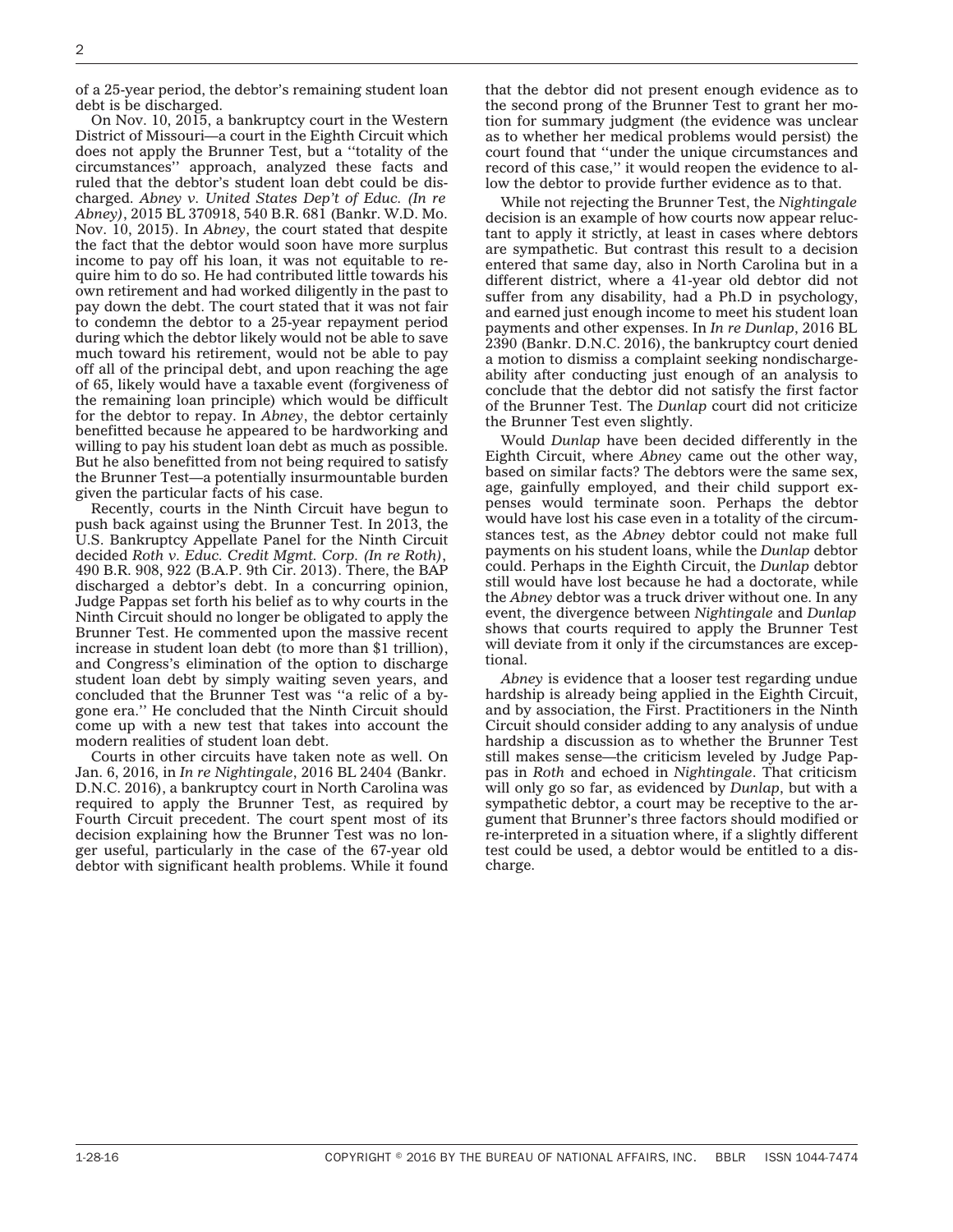of a 25-year period, the debtor's remaining student loan debt is be discharged.

On Nov. 10, 2015, a bankruptcy court in the Western District of Missouri—a court in the Eighth Circuit which does not apply the Brunner Test, but a ''totality of the circumstances'' approach, analyzed these facts and ruled that the debtor's student loan debt could be discharged. *Abney v. United States Dep't of Educ. (In re Abney)*, 2015 BL 370918, 540 B.R. 681 (Bankr. W.D. Mo. Nov. 10, 2015). In *Abney*, the court stated that despite the fact that the debtor would soon have more surplus income to pay off his loan, it was not equitable to require him to do so. He had contributed little towards his own retirement and had worked diligently in the past to pay down the debt. The court stated that it was not fair to condemn the debtor to a 25-year repayment period during which the debtor likely would not be able to save much toward his retirement, would not be able to pay off all of the principal debt, and upon reaching the age of 65, likely would have a taxable event (forgiveness of the remaining loan principle) which would be difficult for the debtor to repay. In *Abney*, the debtor certainly benefitted because he appeared to be hardworking and willing to pay his student loan debt as much as possible. But he also benefitted from not being required to satisfy the Brunner Test—a potentially insurmountable burden given the particular facts of his case.

Recently, courts in the Ninth Circuit have begun to push back against using the Brunner Test. In 2013, the U.S. Bankruptcy Appellate Panel for the Ninth Circuit decided *Roth v. Educ. Credit Mgmt. Corp. (In re Roth)*, 490 B.R. 908, 922 (B.A.P. 9th Cir. 2013). There, the BAP discharged a debtor's debt. In a concurring opinion, Judge Pappas set forth his belief as to why courts in the Ninth Circuit should no longer be obligated to apply the Brunner Test. He commented upon the massive recent increase in student loan debt (to more than $1 trillion), and Congress's elimination of the option to discharge student loan debt by simply waiting seven years, and concluded that the Brunner Test was ''a relic of a bygone era.'' He concluded that the Ninth Circuit should come up with a new test that takes into account the modern realities of student loan debt.

Courts in other circuits have taken note as well. On Jan. 6, 2016, in *In re Nightingale*, 2016 BL 2404 (Bankr. D.N.C. 2016), a bankruptcy court in North Carolina was required to apply the Brunner Test, as required by Fourth Circuit precedent. The court spent most of its decision explaining how the Brunner Test was no longer useful, particularly in the case of the 67-year old debtor with significant health problems. While it found that the debtor did not present enough evidence as to the second prong of the Brunner Test to grant her motion for summary judgment (the evidence was unclear as to whether her medical problems would persist) the court found that ''under the unique circumstances and record of this case,'' it would reopen the evidence to allow the debtor to provide further evidence as to that.

While not rejecting the Brunner Test, the *Nightingale* decision is an example of how courts now appear reluctant to apply it strictly, at least in cases where debtors are sympathetic. But contrast this result to a decision entered that same day, also in North Carolina but in a different district, where a 41-year old debtor did not suffer from any disability, had a Ph.D in psychology, and earned just enough income to meet his student loan payments and other expenses. In *In re Dunlap*, 2016 BL 2390 (Bankr. D.N.C. 2016), the bankruptcy court denied a motion to dismiss a complaint seeking nondischargeability after conducting just enough of an analysis to conclude that the debtor did not satisfy the first factor of the Brunner Test. The *Dunlap* court did not criticize the Brunner Test even slightly.

Would *Dunlap* have been decided differently in the Eighth Circuit, where *Abney* came out the other way, based on similar facts? The debtors were the same sex, age, gainfully employed, and their child support expenses would terminate soon. Perhaps the debtor would have lost his case even in a totality of the circumstances test, as the *Abney* debtor could not make full payments on his student loans, while the *Dunlap* debtor could. Perhaps in the Eighth Circuit, the *Dunlap* debtor still would have lost because he had a doctorate, while the *Abney* debtor was a truck driver without one. In any event, the divergence between *Nightingale* and *Dunlap* shows that courts required to apply the Brunner Test will deviate from it only if the circumstances are exceptional.

*Abney* is evidence that a looser test regarding undue hardship is already being applied in the Eighth Circuit, and by association, the First. Practitioners in the Ninth Circuit should consider adding to any analysis of undue hardship a discussion as to whether the Brunner Test still makes sense—the criticism leveled by Judge Pappas in *Roth* and echoed in *Nightingale*. That criticism will only go so far, as evidenced by *Dunlap*, but with a sympathetic debtor, a court may be receptive to the argument that Brunner's three factors should modified or re-interpreted in a situation where, if a slightly different test could be used, a debtor would be entitled to a discharge.